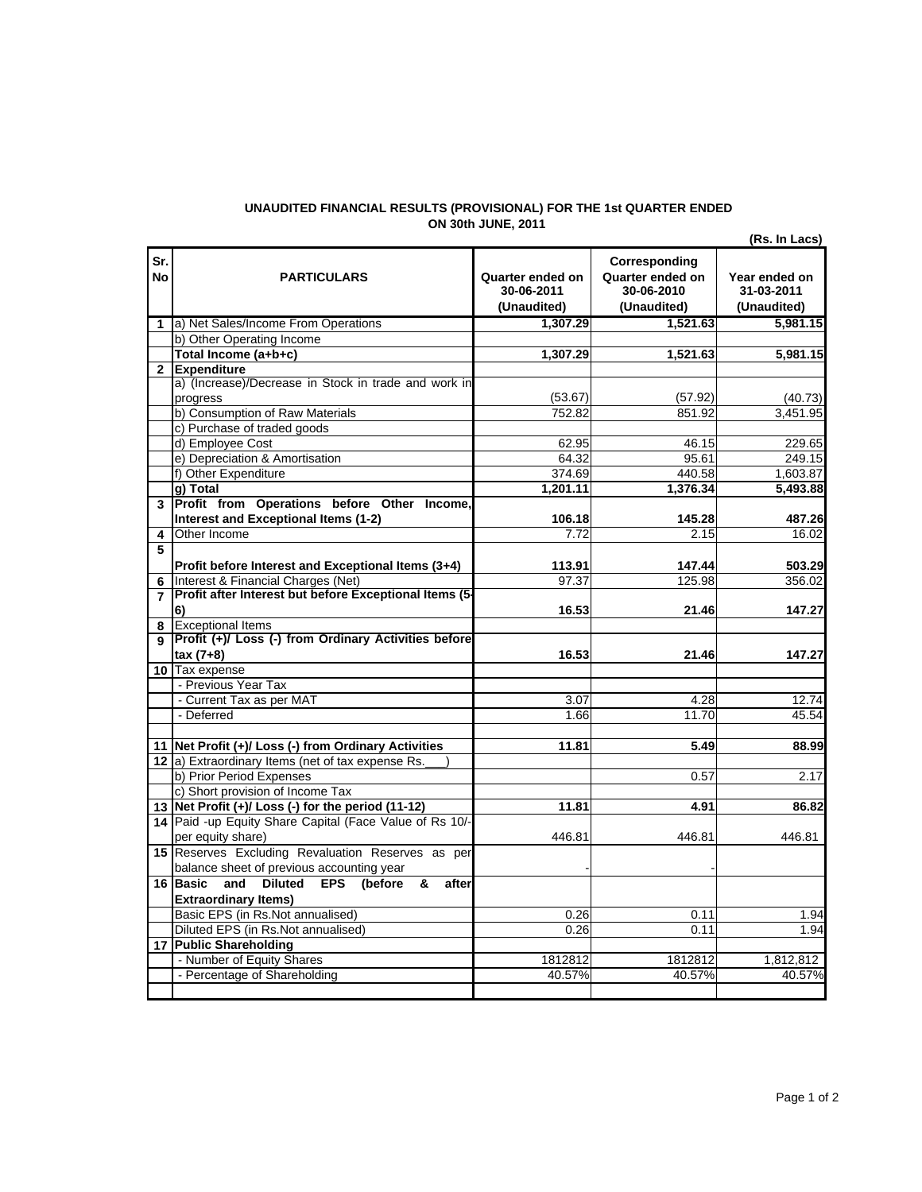## UNAUDITED FINANCIAL RESULTS (PROVISIONAL) FOR THE 1st QUARTER ENDED ON 30th JUNE, 2011

(Rs. In Lacs)

| Sr. No | PARTICULARS | Quarter ended on 30-06-2011 (Unaudited) | Corresponding Quarter ended on 30-06-2010 (Unaudited) | Year ended on 31-03-2011 (Unaudited) |
|---|---|---|---|---|
| 1 | a) Net Sales/Income From Operations | **1,307.29** | **1,521.63** | **5,981.15** |
| | b) Other Operating Income | | | |
| | **Total Income (a+b+c)** | **1,307.29** | **1,521.63** | **5,981.15** |
| 2 | **Expenditure** | | | |
| | a) (Increase)/Decrease in Stock in trade and work in progress | (53.67) | (57.92) | (40.73) |
| | b) Consumption of Raw Materials | 752.82 | 851.92 | 3,451.95 |
| | c) Purchase of traded goods | | | |
| | d) Employee Cost | 62.95 | 46.15 | 229.65 |
| | e) Depreciation & Amortisation | 64.32 | 95.61 | 249.15 |
| | f) Other Expenditure | 374.69 | 440.58 | 1,603.87 |
| | **g) Total** | **1,201.11** | **1,376.34** | **5,493.88** |
| 3 | **Profit from Operations before Other Income, Interest and Exceptional Items (1-2)** | **106.18** | **145.28** | **487.26** |
| 4 | Other Income | 7.72 | 2.15 | 16.02 |
| 5 | **Profit before Interest and Exceptional Items (3+4)** | **113.91** | **147.44** | **503.29** |
| 6 | Interest & Financial Charges (Net) | 97.37 | 125.98 | 356.02 |
| 7 | **Profit after Interest but before Exceptional Items (5-6)** | **16.53** | **21.46** | **147.27** |
| 8 | Exceptional Items | | | |
| 9 | **Profit (+)/ Loss (-) from Ordinary Activities before tax (7+8)** | **16.53** | **21.46** | **147.27** |
| 10 | Tax expense | | | |
| | - Previous Year Tax | | | |
| | - Current Tax as per MAT | 3.07 | 4.28 | 12.74 |
| | - Deferred | 1.66 | 11.70 | 45.54 |
| | | | | |
| 11 | **Net Profit (+)/ Loss (-) from Ordinary Activities** | **11.81** | **5.49** | **88.99** |
| 12 | a) Extraordinary Items (net of tax expense Rs.___) | | | |
| | b) Prior Period Expenses | | 0.57 | 2.17 |
| | c) Short provision of Income Tax | | | |
| 13 | **Net Profit (+)/ Loss (-) for the period (11-12)** | **11.81** | **4.91** | **86.82** |
| 14 | Paid -up Equity Share Capital (Face Value of Rs 10/- per equity share) | 446.81 | 446.81 | 446.81 |
| 15 | Reserves Excluding Revaluation Reserves as per balance sheet of previous accounting year | - | - | |
| 16 | **Basic and Diluted EPS (before & after Extraordinary Items)** | | | |
| | Basic EPS (in Rs.Not annualised) | 0.26 | 0.11 | 1.94 |
| | Diluted EPS (in Rs.Not annualised) | 0.26 | 0.11 | 1.94 |
| 17 | **Public Shareholding** | | | |
| | - Number of Equity Shares | 1812812 | 1812812 | 1,812,812 |
| | - Percentage of Shareholding | 40.57% | 40.57% | 40.57% |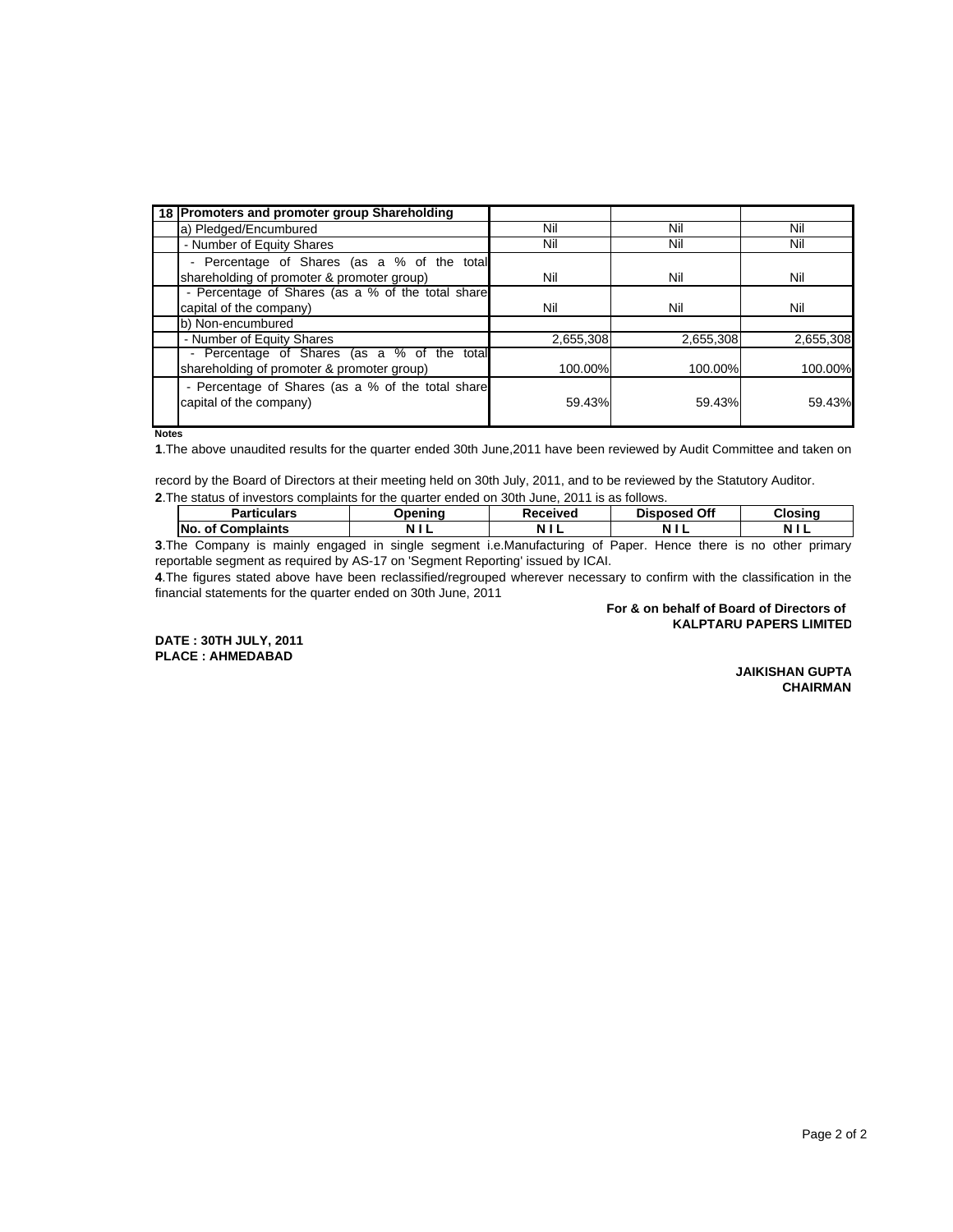| | | | | |
|---|---|---|---|---|
| 18 | **Promoters and promoter group Shareholding** | | | |
| | a) Pledged/Encumbured | Nil | Nil | Nil |
| | - Number of Equity Shares | Nil | Nil | Nil |
| | - Percentage of Shares (as a % of the total shareholding of promoter & promoter group) | Nil | Nil | Nil |
| | - Percentage of Shares (as a % of the total share capital of the company) | Nil | Nil | Nil |
| | b) Non-encumbured | | | |
| | - Number of Equity Shares | 2,655,308 | 2,655,308 | 2,655,308 |
| | - Percentage of Shares (as a % of the total shareholding of promoter & promoter group) | 100.00% | 100.00% | 100.00% |
| | - Percentage of Shares (as a % of the total share capital of the company) | 59.43% | 59.43% | 59.43% |

**Notes**

**1**.The above unaudited results for the quarter ended 30th June,2011 have been reviewed by Audit Committee and taken on record by the Board of Directors at their meeting held on 30th July, 2011, and to be reviewed by the Statutory Auditor.

**2**.The status of investors complaints for the quarter ended on 30th June, 2011 is as follows.

| Particulars | Opening | Received | Disposed Off | Closing |
|---|---|---|---|---|
| **No. of Complaints** | **N I L** | **N I L** | **N I L** | **N I L** |

**3**.The Company is mainly engaged in single segment i.e.Manufacturing of Paper. Hence there is no other primary reportable segment as required by AS-17 on 'Segment Reporting' issued by ICAI.

**4**.The figures stated above have been reclassified/regrouped wherever necessary to confirm with the classification in the financial statements for the quarter ended on 30th June, 2011

**For & on behalf of Board of Directors of**
**KALPTARU PAPERS LIMITED**

**DATE : 30TH JULY, 2011**
**PLACE : AHMEDABAD**

**JAIKISHAN GUPTA**
**CHAIRMAN**